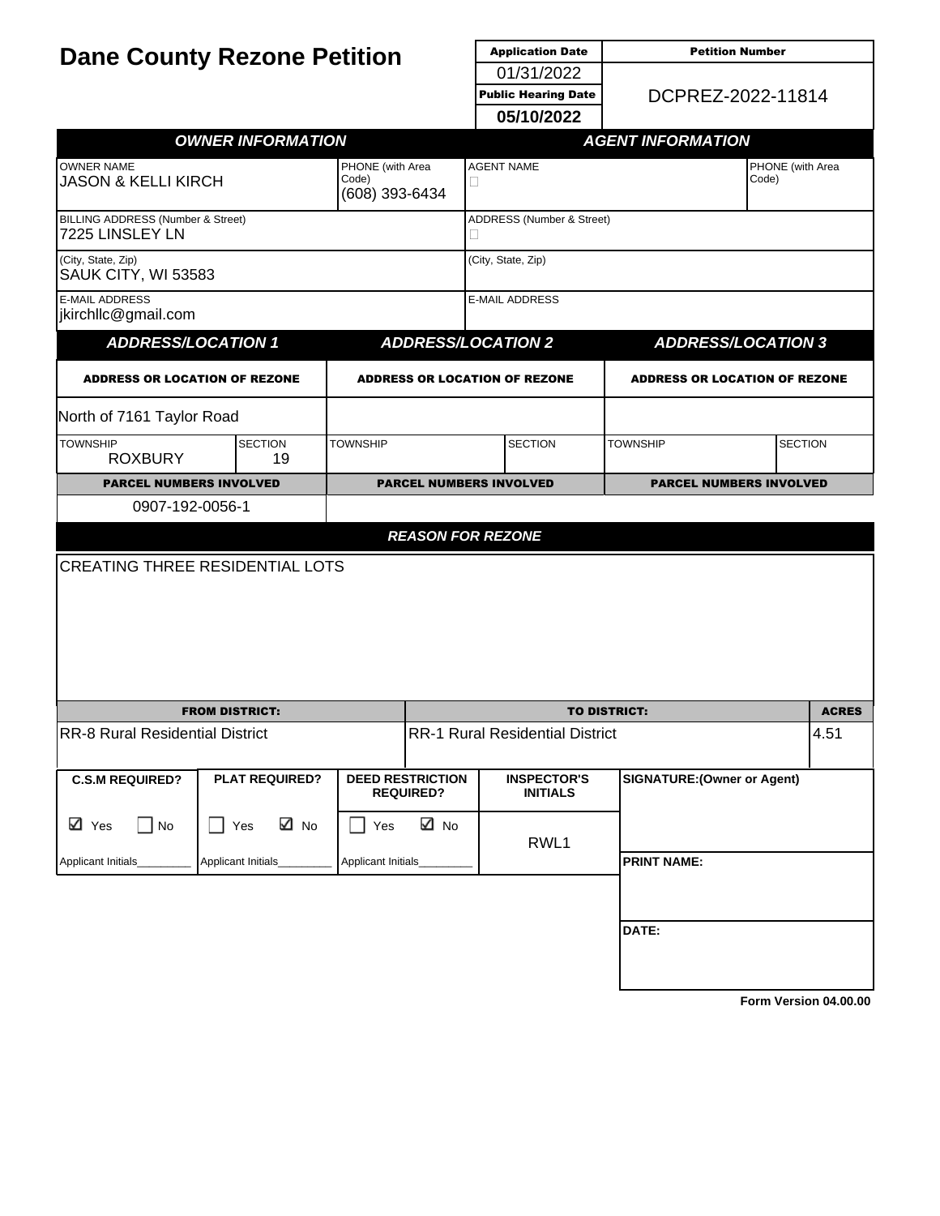# Dane County Rezone Petition

| Application Date | Petition Number |
|---|---|
| 01/31/2022 | DCPREZ-2022-11814 |
| **Public Hearing Date** | |
| **05/10/2022** | |

## OWNER INFORMATION

| OWNER NAME | PHONE (with Area Code) |
|---|---|
| JASON & KELLI KIRCH | (608) 393-6434 |

BILLING ADDRESS (Number & Street): 7225 LINSLEY LN

(City, State, Zip): SAUK CITY, WI 53583

E-MAIL ADDRESS: jkirchllc@gmail.com

## AGENT INFORMATION

| AGENT NAME | PHONE (with Area Code) |
|---|---|
| | |

ADDRESS (Number & Street):

(City, State, Zip):

E-MAIL ADDRESS:

## ADDRESS/LOCATION

| | ADDRESS/LOCATION 1 | | ADDRESS/LOCATION 2 | | ADDRESS/LOCATION 3 | |
|---|---|---|---|---|---|---|
| ADDRESS OR LOCATION OF REZONE | North of 7161 Taylor Road | | | | | |
| | TOWNSHIP | SECTION | TOWNSHIP | SECTION | TOWNSHIP | SECTION |
| | ROXBURY | 19 | | | | |
| PARCEL NUMBERS INVOLVED | 0907-192-0056-1 | | | | | |

## REASON FOR REZONE

CREATING THREE RESIDENTIAL LOTS

| FROM DISTRICT: | TO DISTRICT: | ACRES |
|---|---|---|
| RR-8 Rural Residential District | RR-1 Rural Residential District | 4.51 |

| C.S.M REQUIRED? | PLAT REQUIRED? | DEED RESTRICTION REQUIRED? | INSPECTOR'S INITIALS | SIGNATURE:(Owner or Agent) |
|---|---|---|---|---|
| ☑ Yes ☐ No | ☐ Yes ☑ No | ☐ Yes ☑ No | RWL1 | |
| Applicant Initials_________ | Applicant Initials_________ | Applicant Initials_________ | | PRINT NAME: |
| | | | | DATE: |

Form Version 04.00.00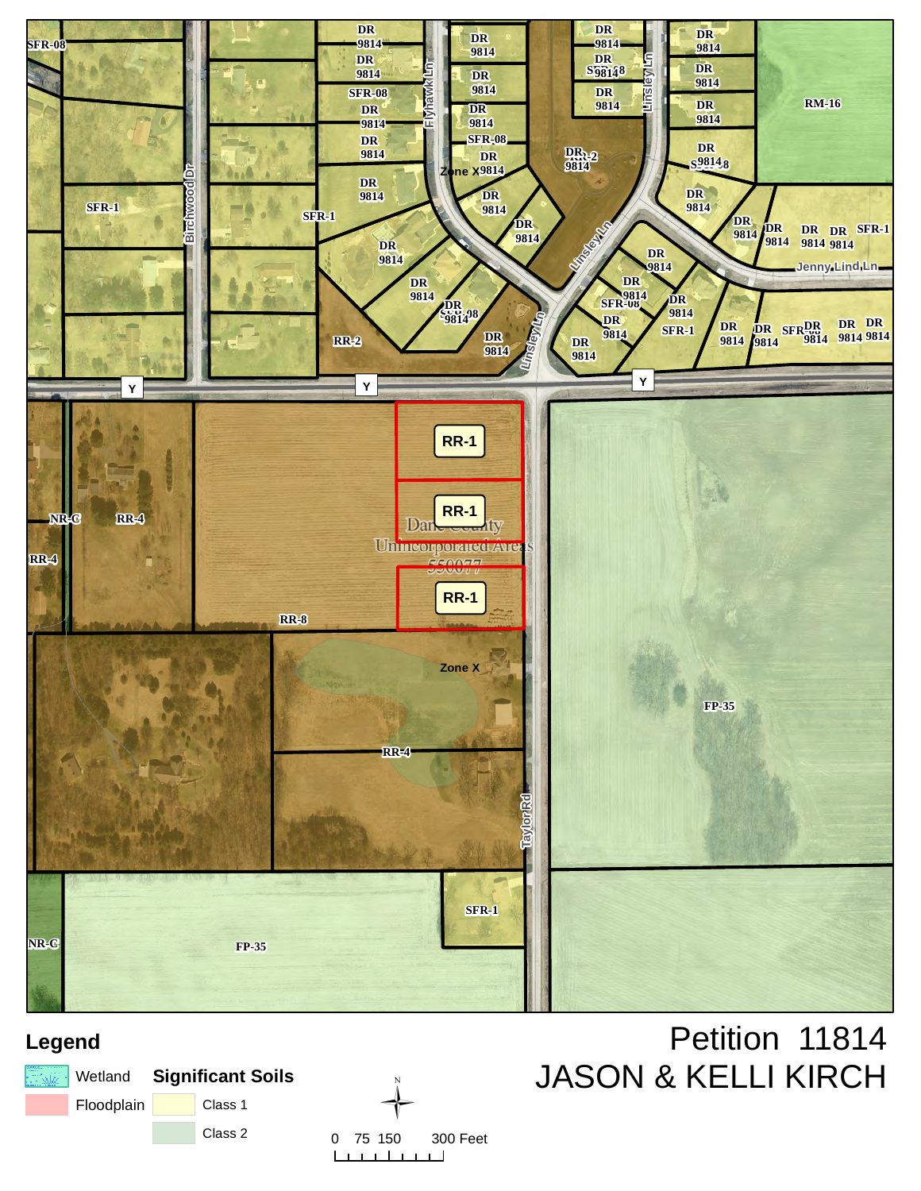# Petition 11814

# JASON & KELLI KIRCH

## Legend

- Wetland
- Floodplain

**Significant Soils**

- Class 1
- Class 2

N

0 75 150 300 Feet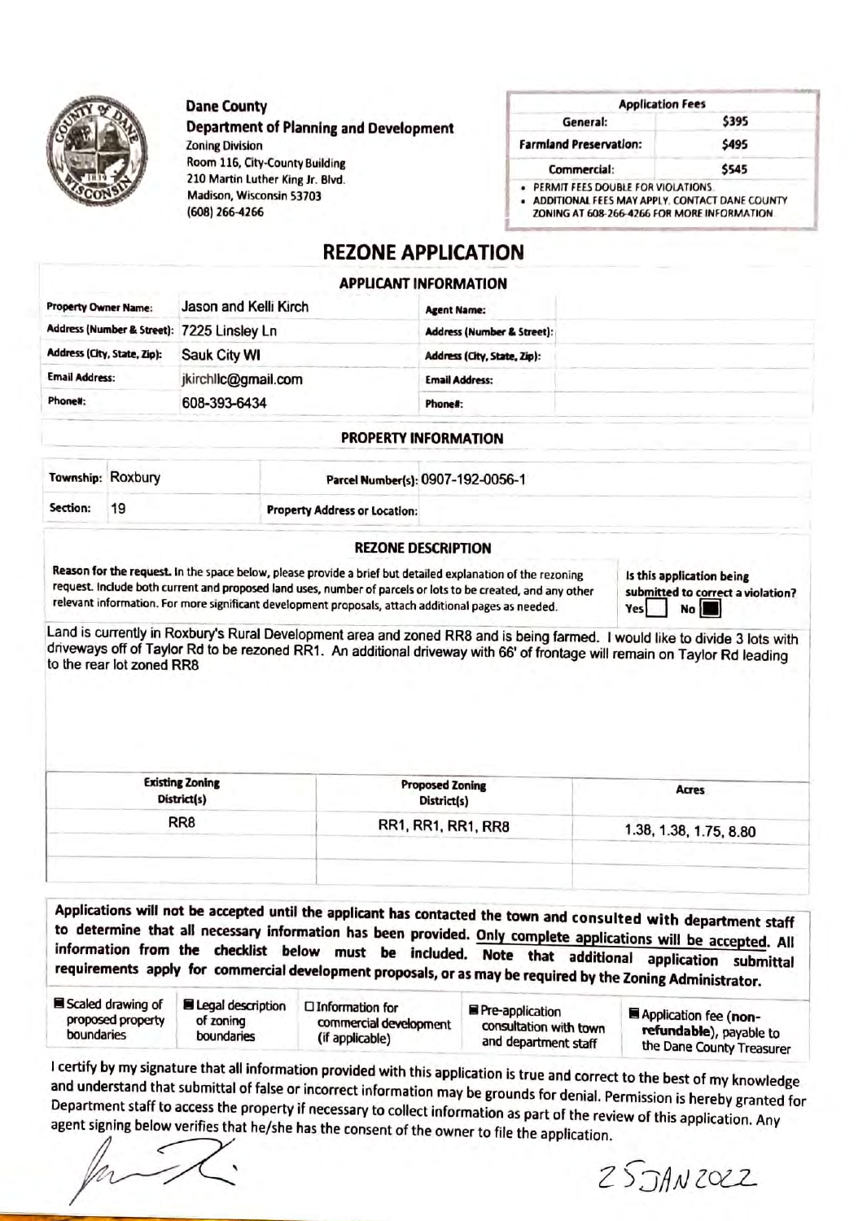**Dane County**
**Department of Planning and Development**
Zoning Division
Room 116, City-County Building
210 Martin Luther King Jr. Blvd.
Madison, Wisconsin 53703
(608) 266-4266

| Application Fees | |
|---|---|
| General: | $395 |
| Farmland Preservation: | $495 |
| Commercial: | $545 |

- PERMIT FEES DOUBLE FOR VIOLATIONS.
- ADDITIONAL FEES MAY APPLY. CONTACT DANE COUNTY ZONING AT 608-266-4266 FOR MORE INFORMATION.

# REZONE APPLICATION

## APPLICANT INFORMATION

| | | | |
|---|---|---|---|
| **Property Owner Name:** | Jason and Kelli Kirch | **Agent Name:** | |
| **Address (Number & Street):** | 7225 Linsley Ln | **Address (Number & Street):** | |
| **Address (City, State, Zip):** | Sauk City WI | **Address (City, State, Zip):** | |
| **Email Address:** | jkirchllc@gmail.com | **Email Address:** | |
| **Phone#:** | 608-393-6434 | **Phone#:** | |

## PROPERTY INFORMATION

| | | | |
|---|---|---|---|
| **Township:** Roxbury | | **Parcel Number(s):** 0907-192-0056-1 | |
| **Section:** 19 | | **Property Address or Location:** | |

## REZONE DESCRIPTION

**Reason for the request.** In the space below, please provide a brief but detailed explanation of the rezoning request. Include both current and proposed land uses, number of parcels or lots to be created, and any other relevant information. For more significant development proposals, attach additional pages as needed.

**Is this application being submitted to correct a violation?** Yes ☐ No ☒

Land is currently in Roxbury's Rural Development area and zoned RR8 and is being farmed. I would like to divide 3 lots with driveways off of Taylor Rd to be rezoned RR1. An additional driveway with 66' of frontage will remain on Taylor Rd leading to the rear lot zoned RR8

| Existing Zoning District(s) | Proposed Zoning District(s) | Acres |
|---|---|---|
| RR8 | RR1, RR1, RR1, RR8 | 1.38, 1.38, 1.75, 8.80 |
| | | |
| | | |

**Applications will not be accepted until the applicant has contacted the town and consulted with department staff to determine that all necessary information has been provided. Only complete applications will be accepted. All information from the checklist below must be included. Note that additional application submittal requirements apply for commercial development proposals, or as may be required by the Zoning Administrator.**

- ☒ Scaled drawing of proposed property boundaries
- ☒ Legal description of zoning boundaries
- ☐ Information for commercial development (if applicable)
- ☒ Pre-application consultation with town and department staff
- ☒ Application fee (**non-refundable**), payable to the Dane County Treasurer

I certify by my signature that all information provided with this application is true and correct to the best of my knowledge and understand that submittal of false or incorrect information may be grounds for denial. Permission is hereby granted for Department staff to access the property if necessary to collect information as part of the review of this application. Any agent signing below verifies that he/she has the consent of the owner to file the application.

[Signature] 25 JAN 2022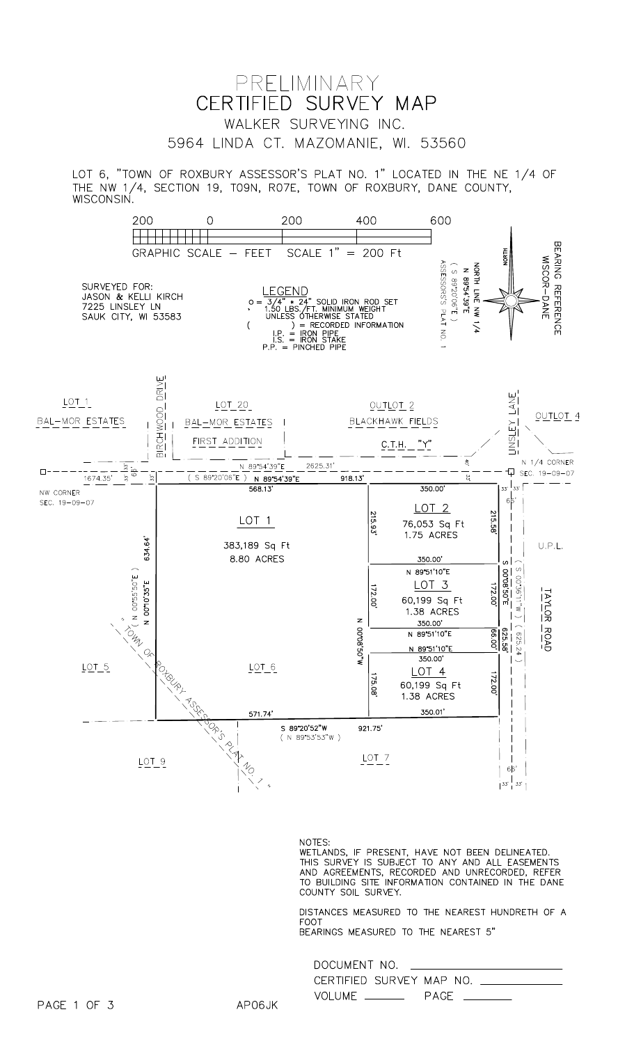# PRELIMINARY
# CERTIFIED SURVEY MAP

WALKER SURVEYING INC.
5964 LINDA CT. MAZOMANIE, WI. 53560

LOT 6, "TOWN OF ROXBURY ASSESSOR'S PLAT NO. 1" LOCATED IN THE NE 1/4 OF THE NW 1/4, SECTION 19, T09N, R07E, TOWN OF ROXBURY, DANE COUNTY, WISCONSIN.

GRAPHIC SCALE – FEET SCALE 1" = 200 Ft

NORTH

BEARING REFERENCE WISCOR–DANE

NORTH LINE NW 1/4
N 89°54'39"E
( S 89°20'06"E )
ASSESSOR'S PLAT NO. 1

SURVEYED FOR:
JASON & KELLI KIRCH
7225 LINSLEY LN
SAUK CITY, WI 53583

**LEGEND**

- o = 3/4" x 24" SOLID IRON ROD SET, 1.50 LBS./FT. MINIMUM WEIGHT UNLESS OTHERWISE STATED
- ( ) = RECORDED INFORMATION
- I.P. = IRON PIPE
- I.S. = IRON STAKE
- P.P. = PINCHED PIPE

LOT 1 BAL–MOR ESTATES
BIRCHWOOD DRIVE
LOT 20 BAL–MOR ESTATES FIRST ADDITION
OUTLOT 2 BLACKHAWK FIELDS
C.T.H. "Y"
LINSLEY LANE
OUTLOT 4

N 89°54'39"E 2625.31'
1674.35'
( S 89°20'06"E ) N 89°54'39"E 918.13'
568.13'
350.00'
N 1/4 CORNER SEC. 19–09–07
NW CORNER SEC. 19–09–07

LOT 1
383,189 Sq Ft
8.80 ACRES

LOT 2
76,053 Sq Ft
1.75 ACRES
215.93'
215.58'
350.00'
N 89°51'10"E

LOT 3
60,199 Sq Ft
1.38 ACRES
172.00'
172.00'
350.00'
N 89°51'10"E
66.00'
N 89°51'10"E
350.00'

LOT 4
60,199 Sq Ft
1.38 ACRES
175.08'
172.00'
350.01'

634.64'
( N 00°55'50"E )
N 00°10'35"E
N 00°08'50"W
S 00°08'50"E
( S 00°36'11"W )
625.58'
( 625.24' )

U.P.L.
TAYLOR ROAD

TOWN OF ROXBURY ASSESSOR'S PLAT NO. 1

LOT 5
LOT 6
571.74'
S 89°20'52"W 921.75'
( N 89°53'53"W )
LOT 9
LOT 7

66'
33' 33'

NOTES:
WETLANDS, IF PRESENT, HAVE NOT BEEN DELINEATED.
THIS SURVEY IS SUBJECT TO ANY AND ALL EASEMENTS AND AGREEMENTS, RECORDED AND UNRECORDED, REFER TO BUILDING SITE INFORMATION CONTAINED IN THE DANE COUNTY SOIL SURVEY.

DISTANCES MEASURED TO THE NEAREST HUNDRETH OF A FOOT
BEARINGS MEASURED TO THE NEAREST 5"

DOCUMENT NO. ____________
CERTIFIED SURVEY MAP NO. ____________
VOLUME ______ PAGE ______

AP06JK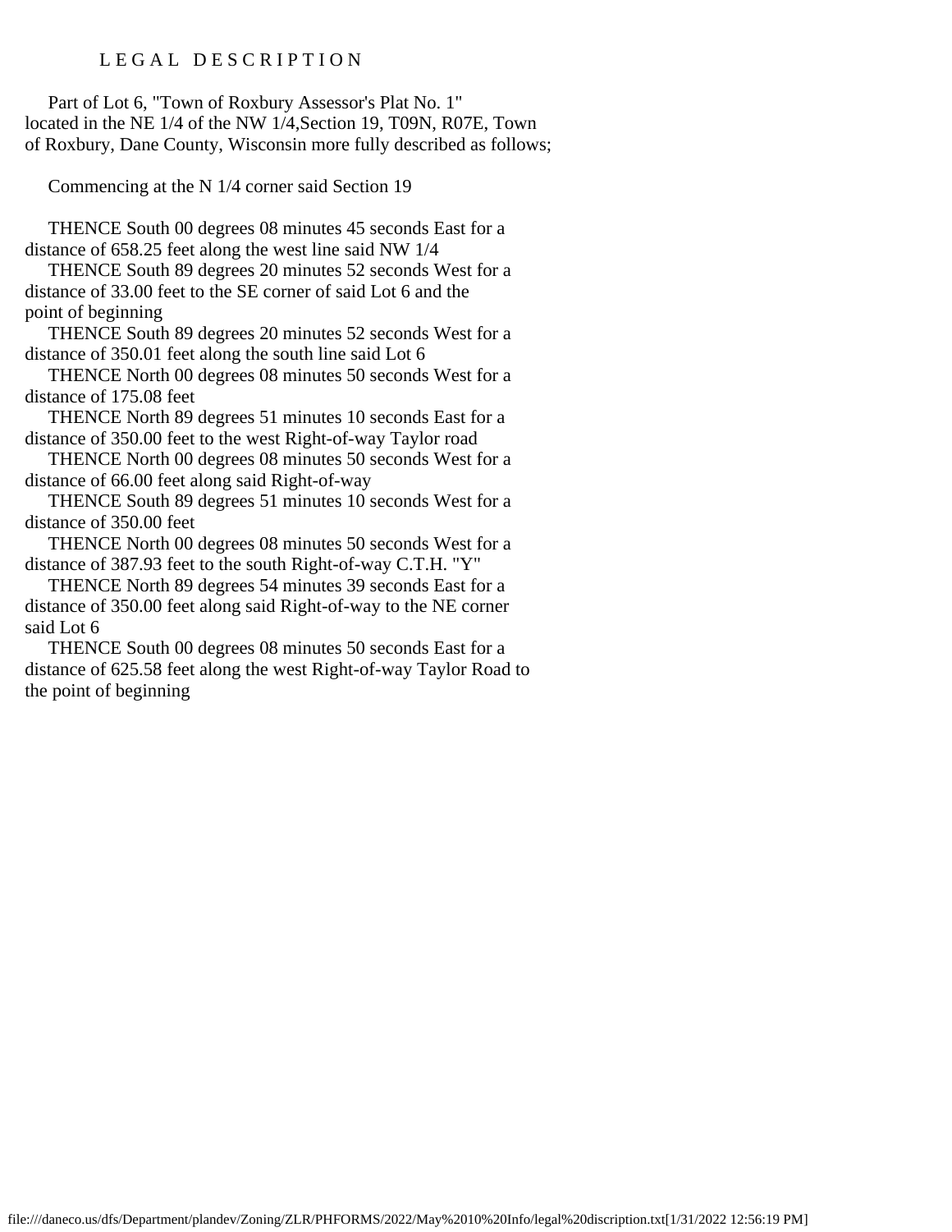# L E G A L D E S C R I P T I O N

Part of Lot 6, "Town of Roxbury Assessor's Plat No. 1" located in the NE 1/4 of the NW 1/4,Section 19, T09N, R07E, Town of Roxbury, Dane County, Wisconsin more fully described as follows;

Commencing at the N 1/4 corner said Section 19

THENCE South 00 degrees 08 minutes 45 seconds East for a distance of 658.25 feet along the west line said NW 1/4

THENCE South 89 degrees 20 minutes 52 seconds West for a distance of 33.00 feet to the SE corner of said Lot 6 and the point of beginning

THENCE South 89 degrees 20 minutes 52 seconds West for a distance of 350.01 feet along the south line said Lot 6

THENCE North 00 degrees 08 minutes 50 seconds West for a distance of 175.08 feet

THENCE North 89 degrees 51 minutes 10 seconds East for a distance of 350.00 feet to the west Right-of-way Taylor road

THENCE North 00 degrees 08 minutes 50 seconds West for a distance of 66.00 feet along said Right-of-way

THENCE South 89 degrees 51 minutes 10 seconds West for a distance of 350.00 feet

THENCE North 00 degrees 08 minutes 50 seconds West for a distance of 387.93 feet to the south Right-of-way C.T.H. "Y"

THENCE North 89 degrees 54 minutes 39 seconds East for a distance of 350.00 feet along said Right-of-way to the NE corner said Lot 6

THENCE South 00 degrees 08 minutes 50 seconds East for a distance of 625.58 feet along the west Right-of-way Taylor Road to the point of beginning